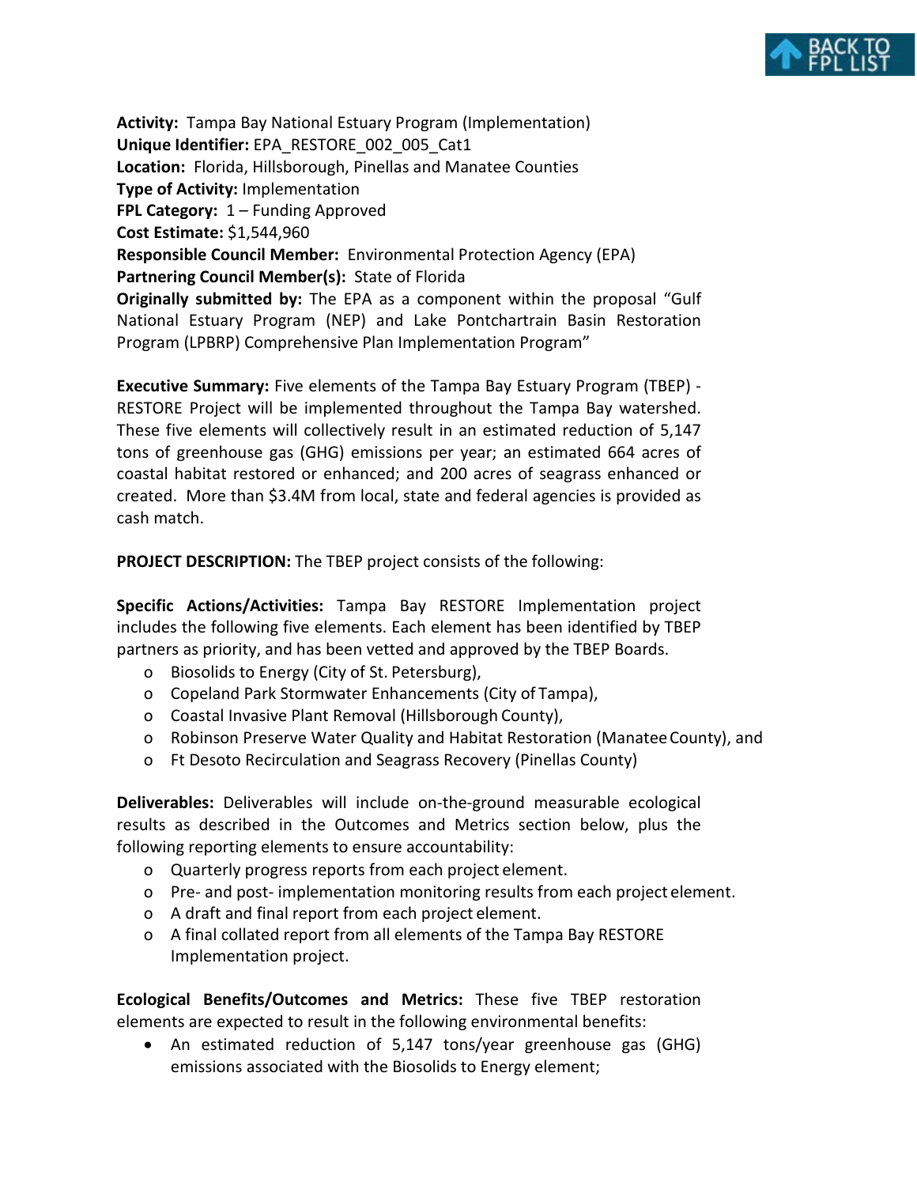**Activity:** Tampa Bay National Estuary Program (Implementation)
**Unique Identifier:** EPA_RESTORE_002_005_Cat1
**Location:** Florida, Hillsborough, Pinellas and Manatee Counties
**Type of Activity:** Implementation
**FPL Category:** 1 – Funding Approved
**Cost Estimate:** $1,544,960
**Responsible Council Member:** Environmental Protection Agency (EPA)
**Partnering Council Member(s):** State of Florida
**Originally submitted by:** The EPA as a component within the proposal "Gulf National Estuary Program (NEP) and Lake Pontchartrain Basin Restoration Program (LPBRP) Comprehensive Plan Implementation Program"

**Executive Summary:** Five elements of the Tampa Bay Estuary Program (TBEP) - RESTORE Project will be implemented throughout the Tampa Bay watershed. These five elements will collectively result in an estimated reduction of 5,147 tons of greenhouse gas (GHG) emissions per year; an estimated 664 acres of coastal habitat restored or enhanced; and 200 acres of seagrass enhanced or created. More than $3.4M from local, state and federal agencies is provided as cash match.

**PROJECT DESCRIPTION:** The TBEP project consists of the following:

**Specific Actions/Activities:** Tampa Bay RESTORE Implementation project includes the following five elements. Each element has been identified by TBEP partners as priority, and has been vetted and approved by the TBEP Boards.

- Biosolids to Energy (City of St. Petersburg),
- Copeland Park Stormwater Enhancements (City of Tampa),
- Coastal Invasive Plant Removal (Hillsborough County),
- Robinson Preserve Water Quality and Habitat Restoration (Manatee County), and
- Ft Desoto Recirculation and Seagrass Recovery (Pinellas County)

**Deliverables:** Deliverables will include on-the-ground measurable ecological results as described in the Outcomes and Metrics section below, plus the following reporting elements to ensure accountability:

- Quarterly progress reports from each project element.
- Pre- and post- implementation monitoring results from each project element.
- A draft and final report from each project element.
- A final collated report from all elements of the Tampa Bay RESTORE Implementation project.

**Ecological Benefits/Outcomes and Metrics:** These five TBEP restoration elements are expected to result in the following environmental benefits:

- An estimated reduction of 5,147 tons/year greenhouse gas (GHG) emissions associated with the Biosolids to Energy element;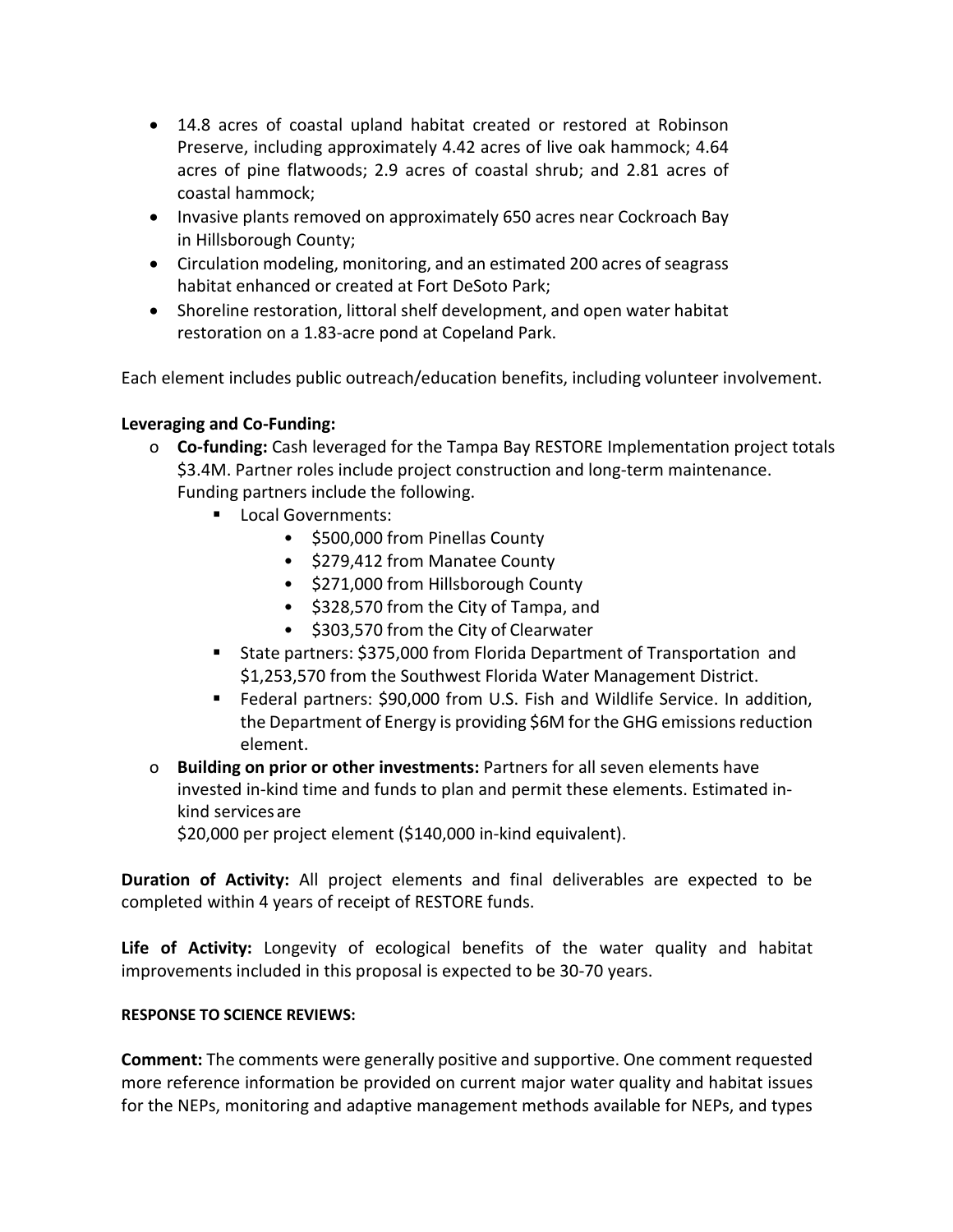- 14.8 acres of coastal upland habitat created or restored at Robinson Preserve, including approximately 4.42 acres of live oak hammock; 4.64 acres of pine flatwoods; 2.9 acres of coastal shrub; and 2.81 acres of coastal hammock;
- Invasive plants removed on approximately 650 acres near Cockroach Bay in Hillsborough County;
- Circulation modeling, monitoring, and an estimated 200 acres of seagrass habitat enhanced or created at Fort DeSoto Park;
- Shoreline restoration, littoral shelf development, and open water habitat restoration on a 1.83-acre pond at Copeland Park.

Each element includes public outreach/education benefits, including volunteer involvement.

**Leveraging and Co-Funding:**

- **Co-funding:** Cash leveraged for the Tampa Bay RESTORE Implementation project totals \$3.4M. Partner roles include project construction and long-term maintenance. Funding partners include the following.
  - Local Governments:
    - \$500,000 from Pinellas County
    - \$279,412 from Manatee County
    - \$271,000 from Hillsborough County
    - \$328,570 from the City of Tampa, and
    - \$303,570 from the City of Clearwater
  - State partners: \$375,000 from Florida Department of Transportation and \$1,253,570 from the Southwest Florida Water Management District.
  - Federal partners: \$90,000 from U.S. Fish and Wildlife Service. In addition, the Department of Energy is providing \$6M for the GHG emissions reduction element.
- **Building on prior or other investments:** Partners for all seven elements have invested in-kind time and funds to plan and permit these elements. Estimated in-kind services are \$20,000 per project element (\$140,000 in-kind equivalent).

**Duration of Activity:** All project elements and final deliverables are expected to be completed within 4 years of receipt of RESTORE funds.

**Life of Activity:** Longevity of ecological benefits of the water quality and habitat improvements included in this proposal is expected to be 30-70 years.

**RESPONSE TO SCIENCE REVIEWS:**

**Comment:** The comments were generally positive and supportive. One comment requested more reference information be provided on current major water quality and habitat issues for the NEPs, monitoring and adaptive management methods available for NEPs, and types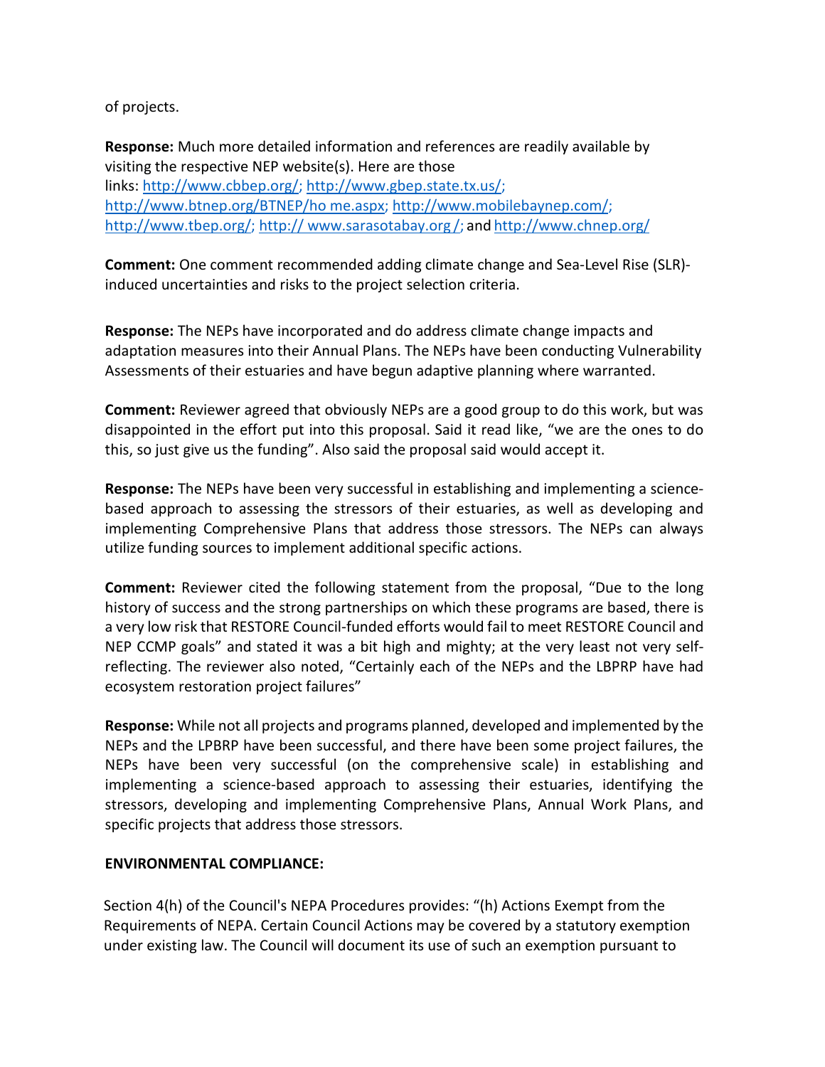of projects.

**Response:** Much more detailed information and references are readily available by visiting the respective NEP website(s). Here are those links: http://www.cbbep.org/; http://www.gbep.state.tx.us/; http://www.btnep.org/BTNEP/ho me.aspx; http://www.mobilebaynep.com/; http://www.tbep.org/; http:// www.sarasotabay.org /; and http://www.chnep.org/

**Comment:** One comment recommended adding climate change and Sea-Level Rise (SLR)-induced uncertainties and risks to the project selection criteria.

**Response:** The NEPs have incorporated and do address climate change impacts and adaptation measures into their Annual Plans. The NEPs have been conducting Vulnerability Assessments of their estuaries and have begun adaptive planning where warranted.

**Comment:** Reviewer agreed that obviously NEPs are a good group to do this work, but was disappointed in the effort put into this proposal. Said it read like, "we are the ones to do this, so just give us the funding". Also said the proposal said would accept it.

**Response:** The NEPs have been very successful in establishing and implementing a science-based approach to assessing the stressors of their estuaries, as well as developing and implementing Comprehensive Plans that address those stressors. The NEPs can always utilize funding sources to implement additional specific actions.

**Comment:** Reviewer cited the following statement from the proposal, "Due to the long history of success and the strong partnerships on which these programs are based, there is a very low risk that RESTORE Council-funded efforts would fail to meet RESTORE Council and NEP CCMP goals" and stated it was a bit high and mighty; at the very least not very self-reflecting. The reviewer also noted, "Certainly each of the NEPs and the LBPRP have had ecosystem restoration project failures"

**Response:** While not all projects and programs planned, developed and implemented by the NEPs and the LPBRP have been successful, and there have been some project failures, the NEPs have been very successful (on the comprehensive scale) in establishing and implementing a science-based approach to assessing their estuaries, identifying the stressors, developing and implementing Comprehensive Plans, Annual Work Plans, and specific projects that address those stressors.

**ENVIRONMENTAL COMPLIANCE:**

Section 4(h) of the Council's NEPA Procedures provides: "(h) Actions Exempt from the Requirements of NEPA. Certain Council Actions may be covered by a statutory exemption under existing law. The Council will document its use of such an exemption pursuant to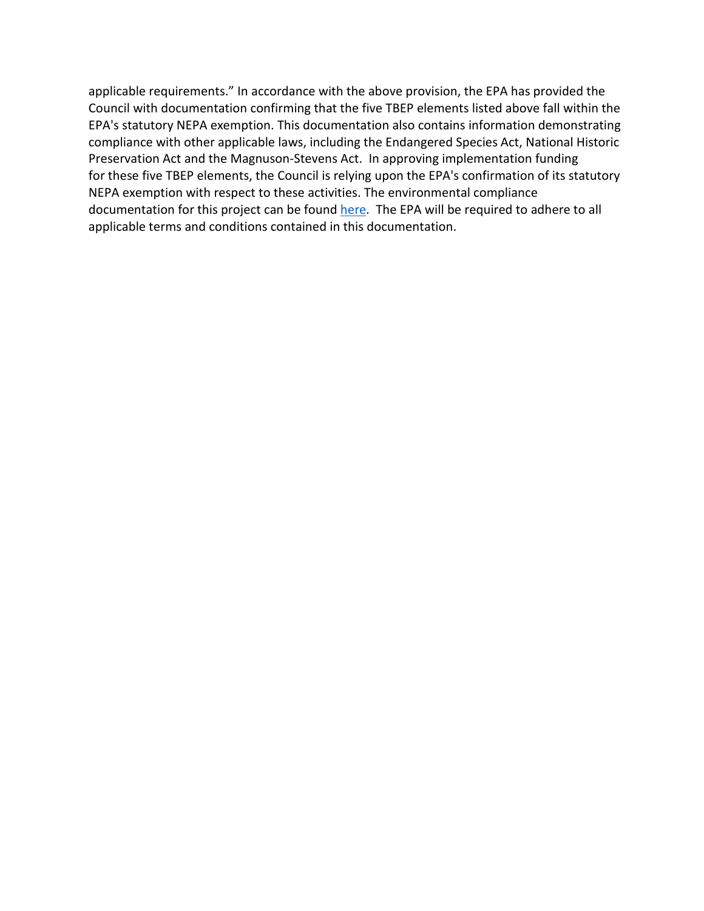applicable requirements." In accordance with the above provision, the EPA has provided the Council with documentation confirming that the five TBEP elements listed above fall within the EPA's statutory NEPA exemption. This documentation also contains information demonstrating compliance with other applicable laws, including the Endangered Species Act, National Historic Preservation Act and the Magnuson-Stevens Act. In approving implementation funding for these five TBEP elements, the Council is relying upon the EPA's confirmation of its statutory NEPA exemption with respect to these activities. The environmental compliance documentation for this project can be found here. The EPA will be required to adhere to all applicable terms and conditions contained in this documentation.